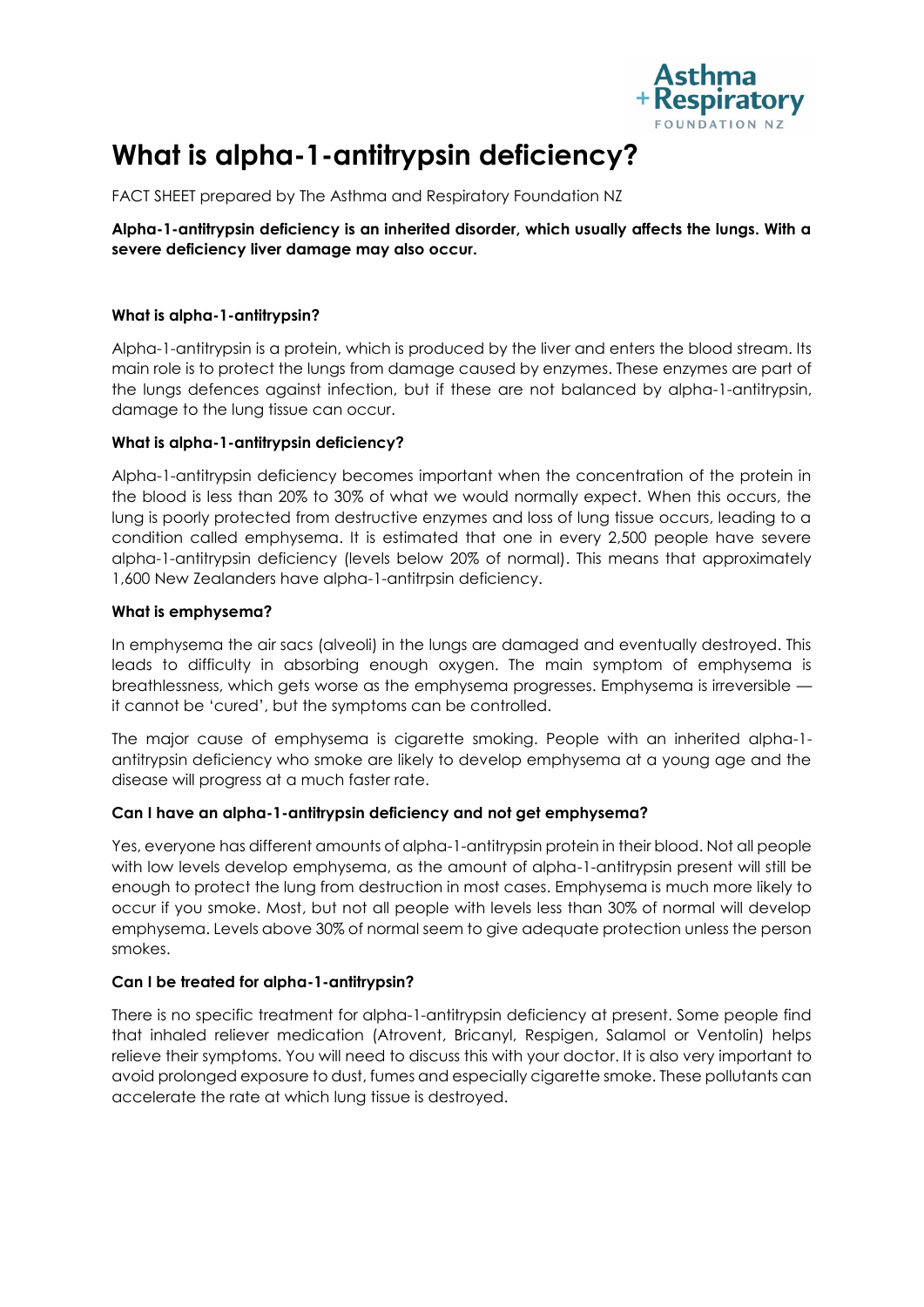# What is alpha-1-antitrypsin deficiency?

FACT SHEET prepared by The Asthma and Respiratory Foundation NZ

**Alpha-1-antitrypsin deficiency is an inherited disorder, which usually affects the lungs. With a severe deficiency liver damage may also occur.**

### What is alpha-1-antitrypsin?

Alpha-1-antitrypsin is a protein, which is produced by the liver and enters the blood stream. Its main role is to protect the lungs from damage caused by enzymes. These enzymes are part of the lungs defences against infection, but if these are not balanced by alpha-1-antitrypsin, damage to the lung tissue can occur.

### What is alpha-1-antitrypsin deficiency?

Alpha-1-antitrypsin deficiency becomes important when the concentration of the protein in the blood is less than 20% to 30% of what we would normally expect. When this occurs, the lung is poorly protected from destructive enzymes and loss of lung tissue occurs, leading to a condition called emphysema. It is estimated that one in every 2,500 people have severe alpha-1-antitrypsin deficiency (levels below 20% of normal). This means that approximately 1,600 New Zealanders have alpha-1-antitrpsin deficiency.

### What is emphysema?

In emphysema the air sacs (alveoli) in the lungs are damaged and eventually destroyed. This leads to difficulty in absorbing enough oxygen. The main symptom of emphysema is breathlessness, which gets worse as the emphysema progresses. Emphysema is irreversible — it cannot be 'cured', but the symptoms can be controlled.

The major cause of emphysema is cigarette smoking. People with an inherited alpha-1-antitrypsin deficiency who smoke are likely to develop emphysema at a young age and the disease will progress at a much faster rate.

### Can I have an alpha-1-antitrypsin deficiency and not get emphysema?

Yes, everyone has different amounts of alpha-1-antitrypsin protein in their blood. Not all people with low levels develop emphysema, as the amount of alpha-1-antitrypsin present will still be enough to protect the lung from destruction in most cases. Emphysema is much more likely to occur if you smoke. Most, but not all people with levels less than 30% of normal will develop emphysema. Levels above 30% of normal seem to give adequate protection unless the person smokes.

### Can I be treated for alpha-1-antitrypsin?

There is no specific treatment for alpha-1-antitrypsin deficiency at present. Some people find that inhaled reliever medication (Atrovent, Bricanyl, Respigen, Salamol or Ventolin) helps relieve their symptoms. You will need to discuss this with your doctor. It is also very important to avoid prolonged exposure to dust, fumes and especially cigarette smoke. These pollutants can accelerate the rate at which lung tissue is destroyed.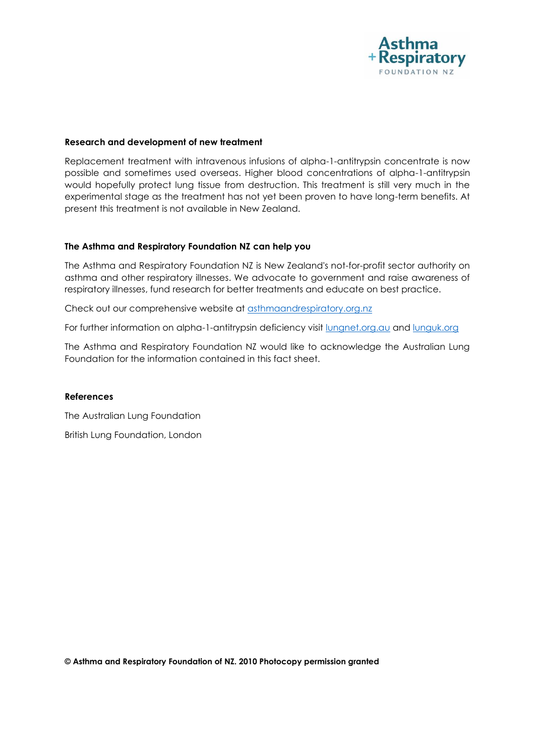**Research and development of new treatment**

Replacement treatment with intravenous infusions of alpha-1-antitrypsin concentrate is now possible and sometimes used overseas. Higher blood concentrations of alpha-1-antitrypsin would hopefully protect lung tissue from destruction. This treatment is still very much in the experimental stage as the treatment has not yet been proven to have long-term benefits. At present this treatment is not available in New Zealand.

**The Asthma and Respiratory Foundation NZ can help you**

The Asthma and Respiratory Foundation NZ is New Zealand's not-for-profit sector authority on asthma and other respiratory illnesses. We advocate to government and raise awareness of respiratory illnesses, fund research for better treatments and educate on best practice.

Check out our comprehensive website at asthmaandrespiratory.org.nz

For further information on alpha-1-antitrypsin deficiency visit lungnet.org.au and lunguk.org

The Asthma and Respiratory Foundation NZ would like to acknowledge the Australian Lung Foundation for the information contained in this fact sheet.

**References**

The Australian Lung Foundation

British Lung Foundation, London

**© Asthma and Respiratory Foundation of NZ. 2010 Photocopy permission granted**